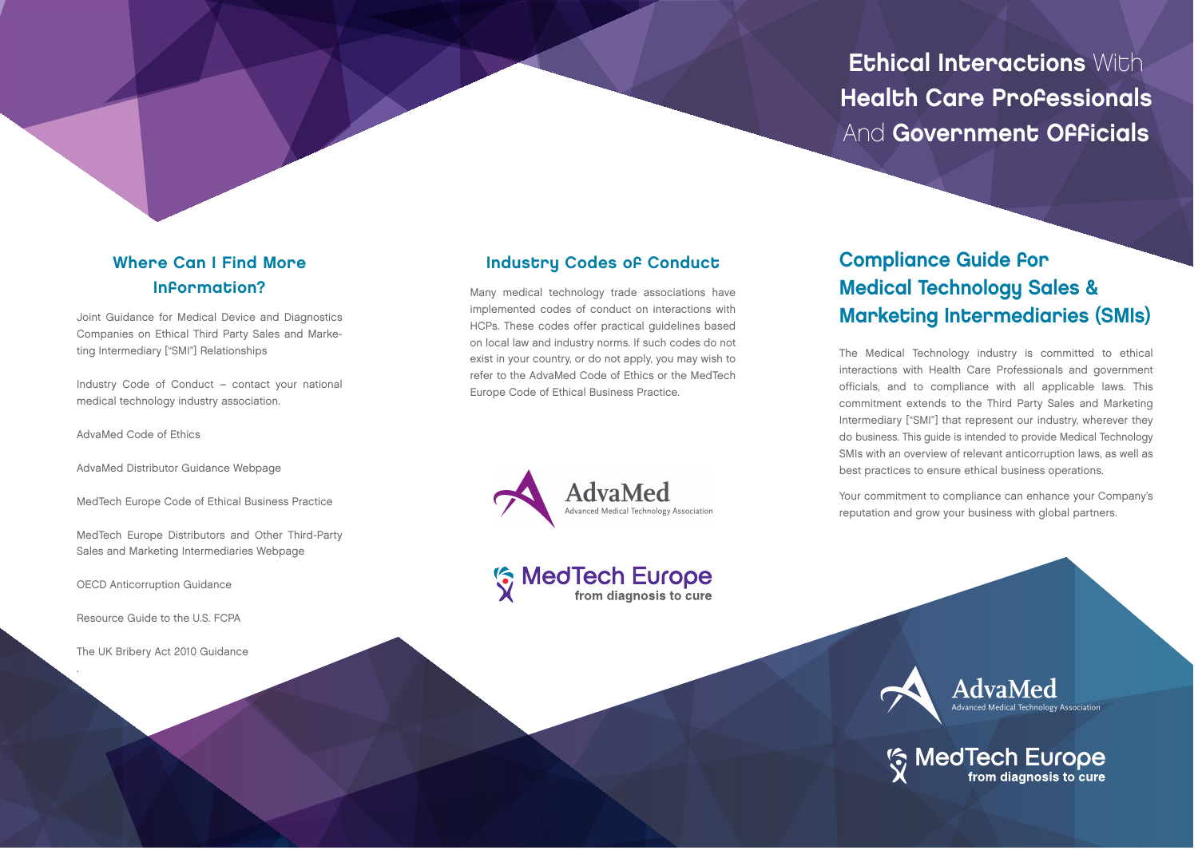# Ethical Interactions With Health Care Professionals And Government Officials

## Compliance Guide for Medical Technology Sales & Marketing Intermediaries (SMIs)

The Medical Technology industry is committed to ethical interactions with Health Care Professionals and government officials, and to compliance with all applicable laws. This commitment extends to the Third Party Sales and Marketing Intermediary ["SMI"] that represent our industry, wherever they do business. This guide is intended to provide Medical Technology SMIs with an overview of relevant anticorruption laws, as well as best practices to ensure ethical business operations.

Your commitment to compliance can enhance your Company's reputation and grow your business with global partners.

AdvaMed
Advanced Medical Technology Association

MedTech Europe
from diagnosis to cure

## Industry Codes of Conduct

Many medical technology trade associations have implemented codes of conduct on interactions with HCPs. These codes offer practical guidelines based on local law and industry norms. If such codes do not exist in your country, or do not apply, you may wish to refer to the AdvaMed Code of Ethics or the MedTech Europe Code of Ethical Business Practice.

AdvaMed
Advanced Medical Technology Association

MedTech Europe
from diagnosis to cure

## Where Can I Find More Information?

Joint Guidance for Medical Device and Diagnostics Companies on Ethical Third Party Sales and Marketing Intermediary ["SMI"] Relationships

Industry Code of Conduct – contact your national medical technology industry association.

AdvaMed Code of Ethics

AdvaMed Distributor Guidance Webpage

MedTech Europe Code of Ethical Business Practice

MedTech Europe Distributors and Other Third-Party Sales and Marketing Intermediaries Webpage

OECD Anticorruption Guidance

Resource Guide to the U.S. FCPA

The UK Bribery Act 2010 Guidance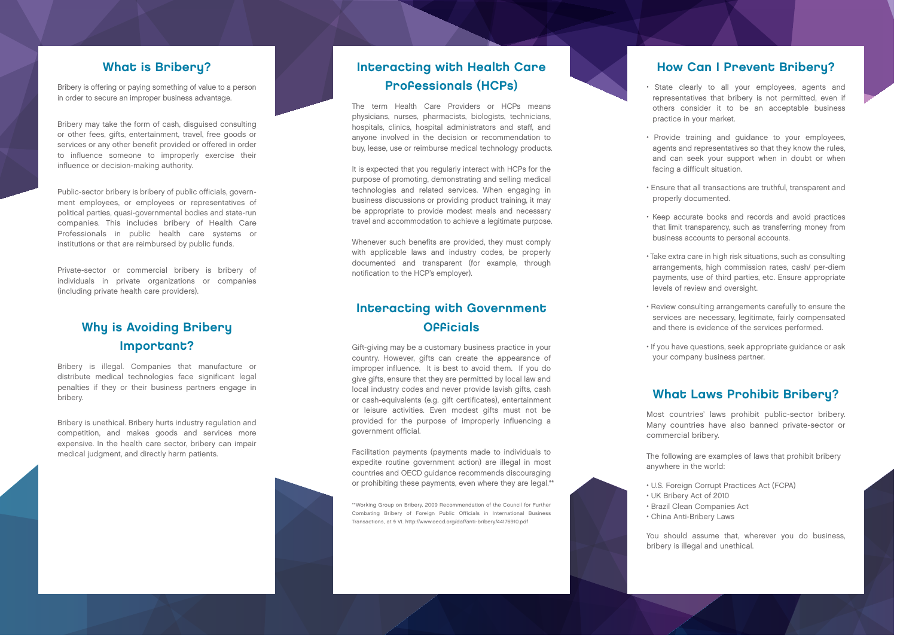## What is Bribery?

Bribery is offering or paying something of value to a person in order to secure an improper business advantage.

Bribery may take the form of cash, disguised consulting or other fees, gifts, entertainment, travel, free goods or services or any other benefit provided or offered in order to influence someone to improperly exercise their influence or decision-making authority.

Public-sector bribery is bribery of public officials, government employees, or employees or representatives of political parties, quasi-governmental bodies and state-run companies. This includes bribery of Health Care Professionals in public health care systems or institutions or that are reimbursed by public funds.

Private-sector or commercial bribery is bribery of individuals in private organizations or companies (including private health care providers).

## Why is Avoiding Bribery Important?

Bribery is illegal. Companies that manufacture or distribute medical technologies face significant legal penalties if they or their business partners engage in bribery.

Bribery is unethical. Bribery hurts industry regulation and competition, and makes goods and services more expensive. In the health care sector, bribery can impair medical judgment, and directly harm patients.

## Interacting with Health Care Professionals (HCPs)

The term Health Care Providers or HCPs means physicians, nurses, pharmacists, biologists, technicians, hospitals, clinics, hospital administrators and staff, and anyone involved in the decision or recommendation to buy, lease, use or reimburse medical technology products.

It is expected that you regularly interact with HCPs for the purpose of promoting, demonstrating and selling medical technologies and related services. When engaging in business discussions or providing product training, it may be appropriate to provide modest meals and necessary travel and accommodation to achieve a legitimate purpose.

Whenever such benefits are provided, they must comply with applicable laws and industry codes, be properly documented and transparent (for example, through notification to the HCP's employer).

## Interacting with Government Officials

Gift-giving may be a customary business practice in your country. However, gifts can create the appearance of improper influence. It is best to avoid them. If you do give gifts, ensure that they are permitted by local law and local industry codes and never provide lavish gifts, cash or cash-equivalents (e.g. gift certificates), entertainment or leisure activities. Even modest gifts must not be provided for the purpose of improperly influencing a government official.

Facilitation payments (payments made to individuals to expedite routine government action) are illegal in most countries and OECD guidance recommends discouraging or prohibiting these payments, even where they are legal.**

**Working Group on Bribery, 2009 Recommendation of the Council for Further Combating Bribery of Foreign Public Officials in International Business Transactions, at § VI. http://www.oecd.org/daf/anti-bribery/44176910.pdf

## How Can I Prevent Bribery?

- State clearly to all your employees, agents and representatives that bribery is not permitted, even if others consider it to be an acceptable business practice in your market.
- Provide training and guidance to your employees, agents and representatives so that they know the rules, and can seek your support when in doubt or when facing a difficult situation.
- Ensure that all transactions are truthful, transparent and properly documented.
- Keep accurate books and records and avoid practices that limit transparency, such as transferring money from business accounts to personal accounts.
- Take extra care in high risk situations, such as consulting arrangements, high commission rates, cash/ per-diem payments, use of third parties, etc. Ensure appropriate levels of review and oversight.
- Review consulting arrangements carefully to ensure the services are necessary, legitimate, fairly compensated and there is evidence of the services performed.
- If you have questions, seek appropriate guidance or ask your company business partner.

## What Laws Prohibit Bribery?

Most countries' laws prohibit public-sector bribery. Many countries have also banned private-sector or commercial bribery.

The following are examples of laws that prohibit bribery anywhere in the world:

- U.S. Foreign Corrupt Practices Act (FCPA)
- UK Bribery Act of 2010
- Brazil Clean Companies Act
- China Anti-Bribery Laws

You should assume that, wherever you do business, bribery is illegal and unethical.